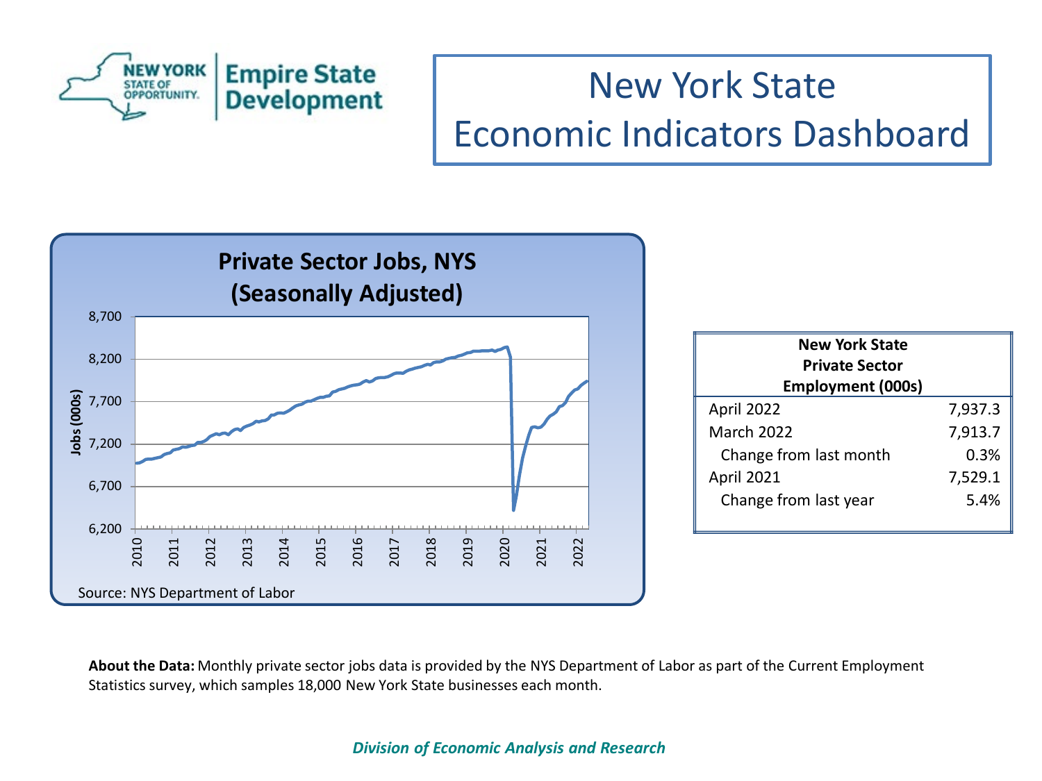# New York State Economic Indicators Dashboard

**Private Sector Jobs, NYS (Seasonally Adjusted)**

Source: NYS Department of Labor

| New York State Private Sector Employment (000s) | |
|---|---|
| April 2022 | 7,937.3 |
| March 2022 | 7,913.7 |
| Change from last month | 0.3% |
| April 2021 | 7,529.1 |
| Change from last year | 5.4% |

**About the Data:** Monthly private sector jobs data is provided by the NYS Department of Labor as part of the Current Employment Statistics survey, which samples 18,000 New York State businesses each month.

*Division of Economic Analysis and Research*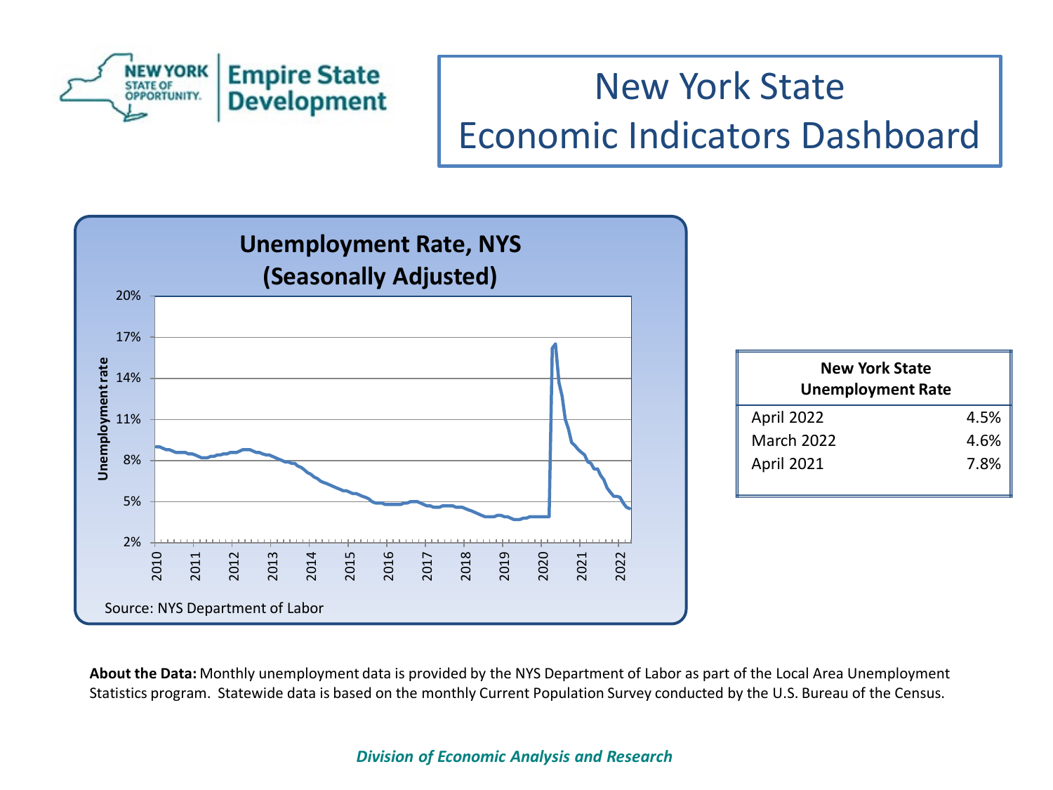# New York State Economic Indicators Dashboard

**Unemployment Rate, NYS (Seasonally Adjusted)**

Source: NYS Department of Labor

| New York State Unemployment Rate | |
|---|---|
| April 2022 | 4.5% |
| March 2022 | 4.6% |
| April 2021 | 7.8% |

**About the Data:** Monthly unemployment data is provided by the NYS Department of Labor as part of the Local Area Unemployment Statistics program. Statewide data is based on the monthly Current Population Survey conducted by the U.S. Bureau of the Census.

*Division of Economic Analysis and Research*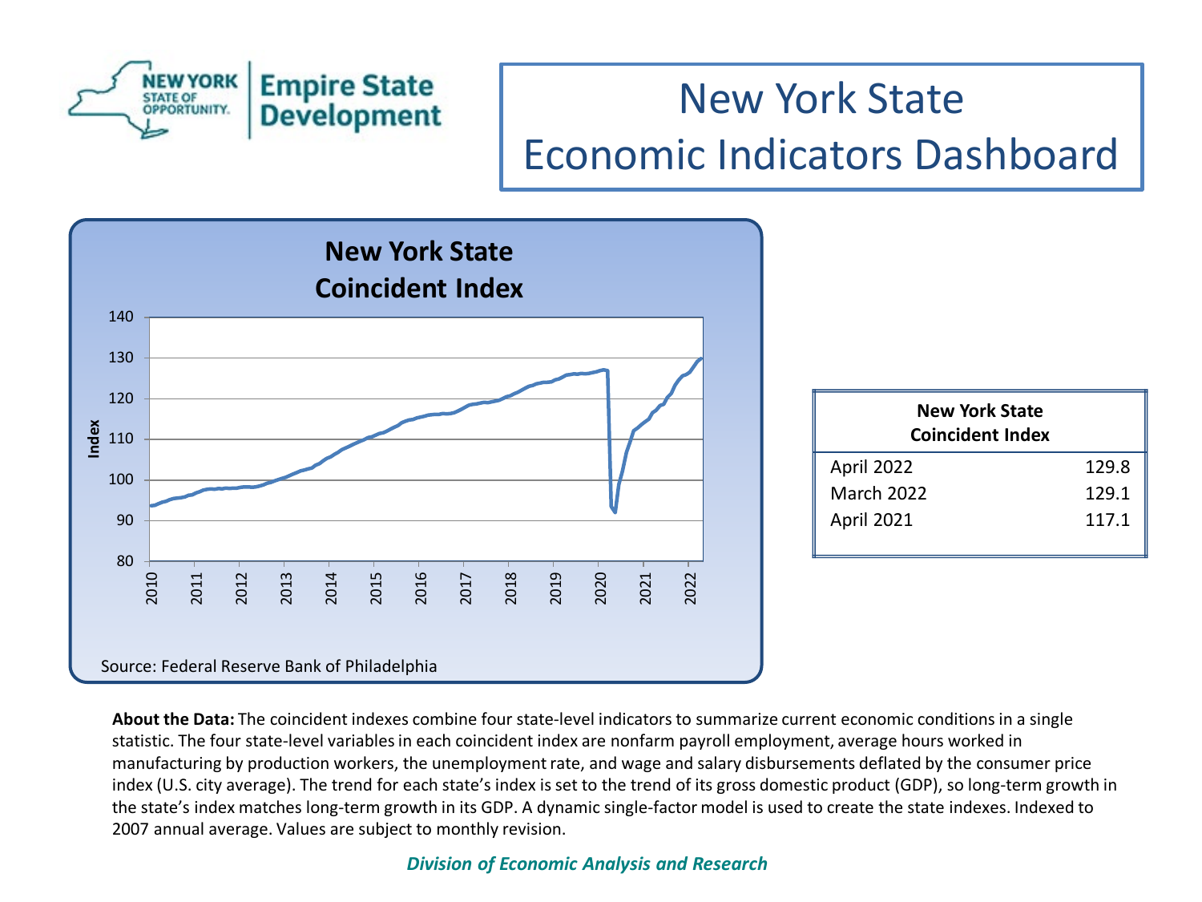# New York State Economic Indicators Dashboard

## New York State Coincident Index

Source: Federal Reserve Bank of Philadelphia

| New York State Coincident Index | |
|---|---|
| April 2022 | 129.8 |
| March 2022 | 129.1 |
| April 2021 | 117.1 |

**About the Data:** The coincident indexes combine four state-level indicators to summarize current economic conditions in a single statistic. The four state-level variables in each coincident index are nonfarm payroll employment, average hours worked in manufacturing by production workers, the unemployment rate, and wage and salary disbursements deflated by the consumer price index (U.S. city average). The trend for each state's index is set to the trend of its gross domestic product (GDP), so long-term growth in the state's index matches long-term growth in its GDP. A dynamic single-factor model is used to create the state indexes. Indexed to 2007 annual average. Values are subject to monthly revision.

*Division of Economic Analysis and Research*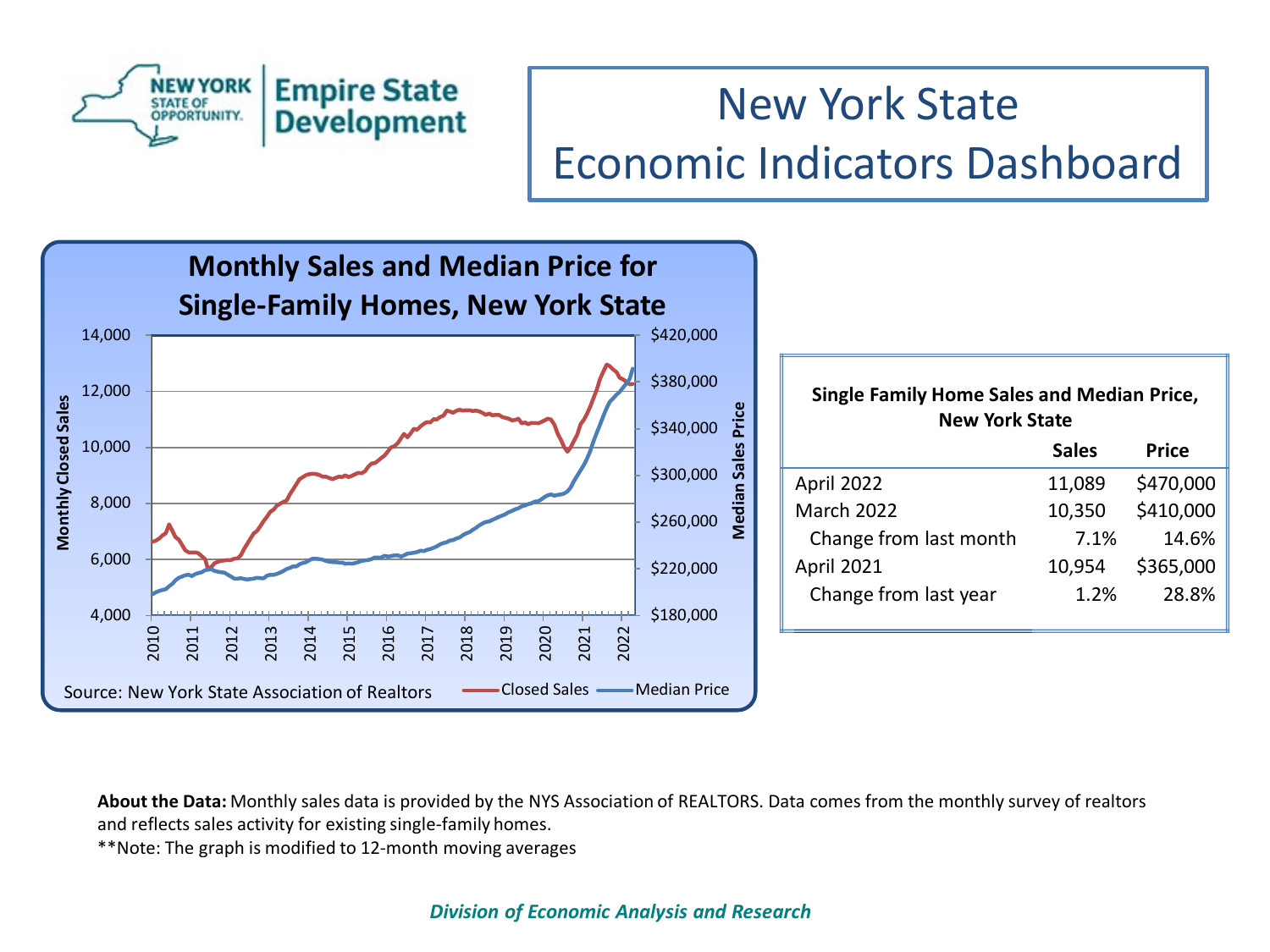# New York State Economic Indicators Dashboard

## Monthly Sales and Median Price for Single-Family Homes, New York State

Source: New York State Association of Realtors

**Single Family Home Sales and Median Price, New York State**

| | Sales | Price |
|---|---|---|
| April 2022 | 11,089 | $470,000 |
| March 2022 | 10,350 | $410,000 |
| Change from last month | 7.1% | 14.6% |
| April 2021 | 10,954 | $365,000 |
| Change from last year | 1.2% | 28.8% |

**About the Data:** Monthly sales data is provided by the NYS Association of REALTORS. Data comes from the monthly survey of realtors and reflects sales activity for existing single-family homes.

**Note: The graph is modified to 12-month moving averages

*Division of Economic Analysis and Research*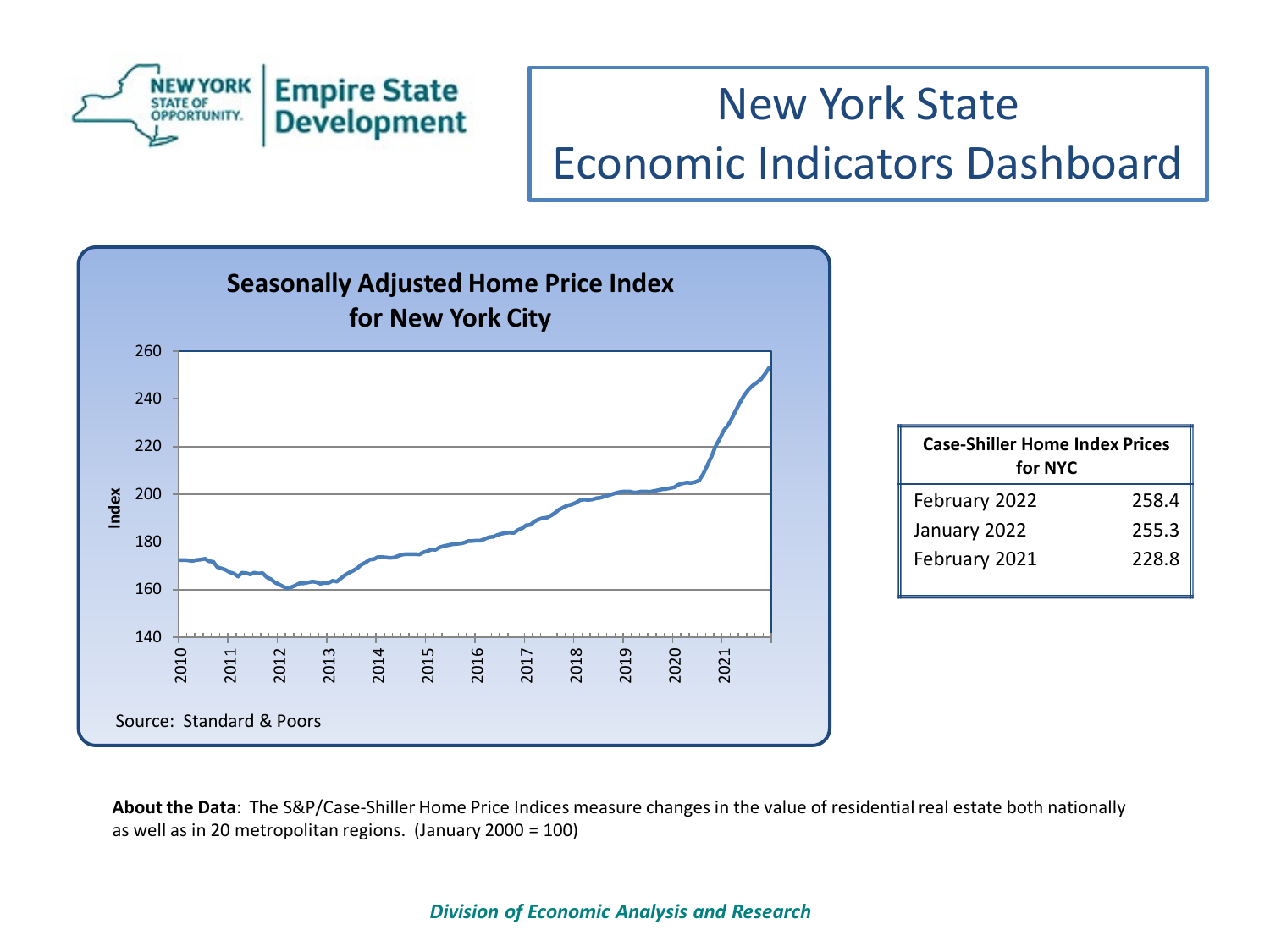# New York State Economic Indicators Dashboard

**Seasonally Adjusted Home Price Index for New York City**

Source: Standard & Poors

| Case-Shiller Home Index Prices for NYC | |
|---|---|
| February 2022 | 258.4 |
| January 2022 | 255.3 |
| February 2021 | 228.8 |

**About the Data**: The S&P/Case-Shiller Home Price Indices measure changes in the value of residential real estate both nationally as well as in 20 metropolitan regions. (January 2000 = 100)

*Division of Economic Analysis and Research*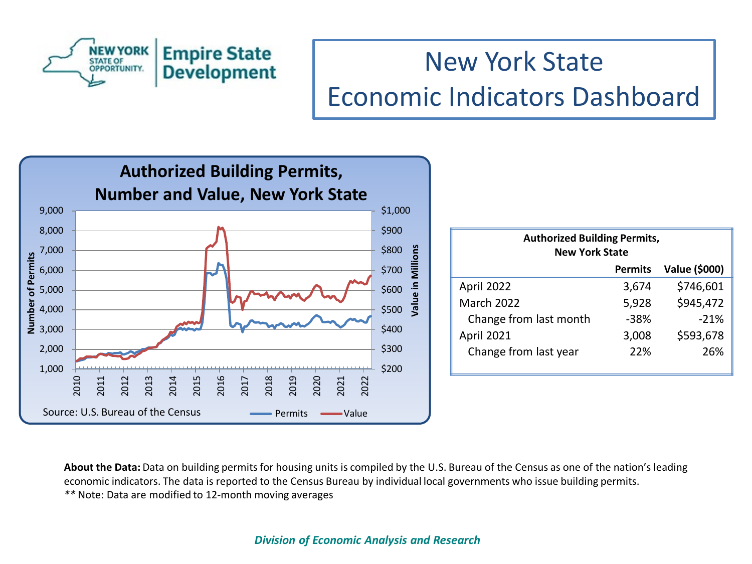# New York State Economic Indicators Dashboard

**Authorized Building Permits, Number and Value, New York State**

Source: U.S. Bureau of the Census

| **Authorized Building Permits, New York State** | **Permits** | **Value ($000)** |
|---|---|---|
| April 2022 | 3,674 | $746,601 |
| March 2022 | 5,928 | $945,472 |
| Change from last month | -38% | -21% |
| April 2021 | 3,008 | $593,678 |
| Change from last year | 22% | 26% |

**About the Data:** Data on building permits for housing units is compiled by the U.S. Bureau of the Census as one of the nation's leading economic indicators. The data is reported to the Census Bureau by individual local governments who issue building permits.

** Note: Data are modified to 12-month moving averages

*Division of Economic Analysis and Research*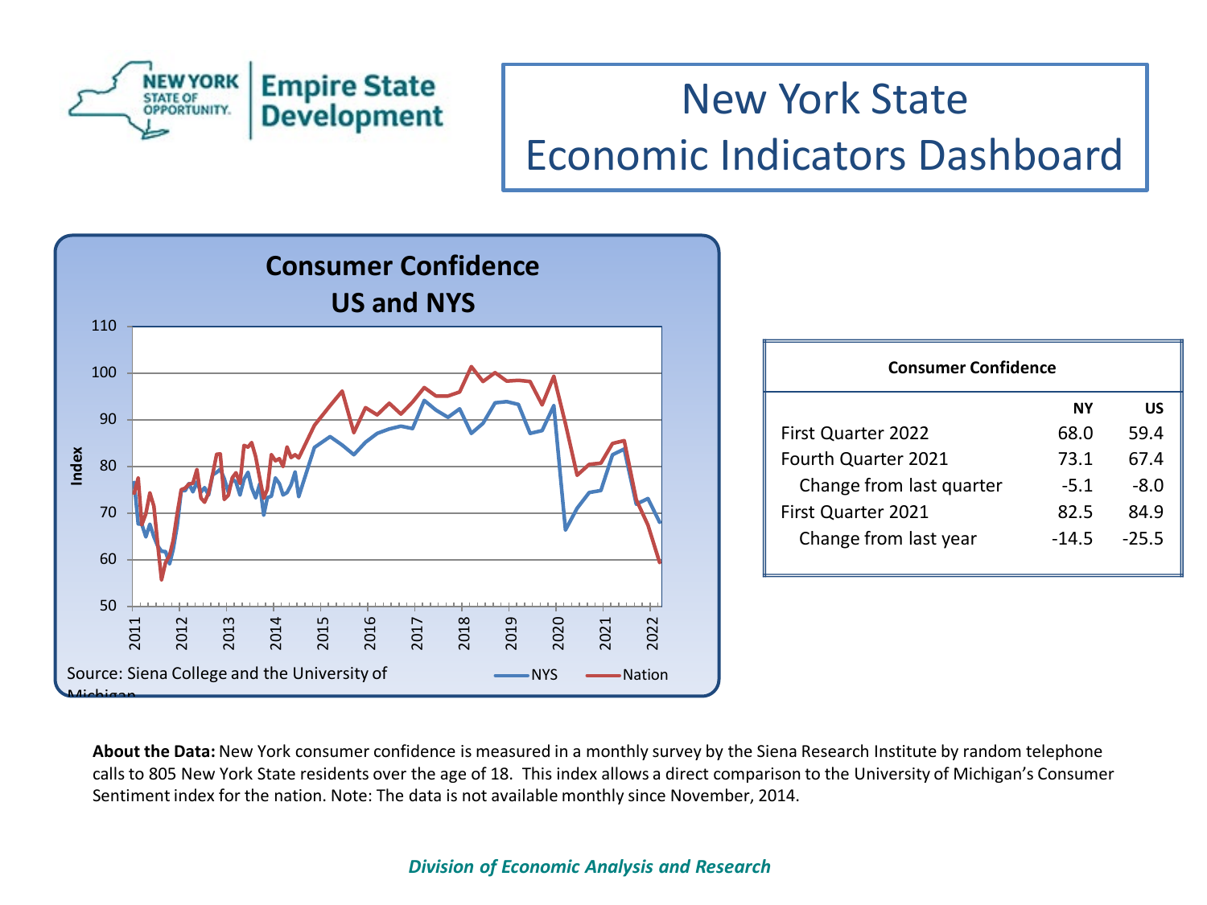# New York State Economic Indicators Dashboard

## Consumer Confidence US and NYS

Source: Siena College and the University of Michigan

| Consumer Confidence | | |
|---|---|---|
| | **NY** | **US** |
| First Quarter 2022 | 68.0 | 59.4 |
| Fourth Quarter 2021 | 73.1 | 67.4 |
| Change from last quarter | -5.1 | -8.0 |
| First Quarter 2021 | 82.5 | 84.9 |
| Change from last year | -14.5 | -25.5 |

**About the Data:** New York consumer confidence is measured in a monthly survey by the Siena Research Institute by random telephone calls to 805 New York State residents over the age of 18. This index allows a direct comparison to the University of Michigan's Consumer Sentiment index for the nation. Note: The data is not available monthly since November, 2014.

*Division of Economic Analysis and Research*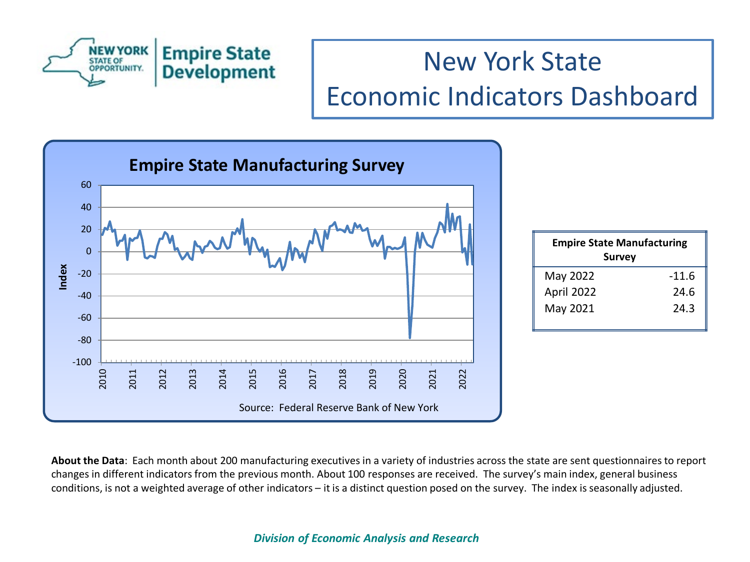# New York State Economic Indicators Dashboard

## Empire State Manufacturing Survey

Source: Federal Reserve Bank of New York

| Empire State Manufacturing Survey | |
|---|---|
| May 2022 | -11.6 |
| April 2022 | 24.6 |
| May 2021 | 24.3 |

**About the Data**: Each month about 200 manufacturing executives in a variety of industries across the state are sent questionnaires to report changes in different indicators from the previous month. About 100 responses are received. The survey's main index, general business conditions, is not a weighted average of other indicators – it is a distinct question posed on the survey. The index is seasonally adjusted.

***Division of Economic Analysis and Research***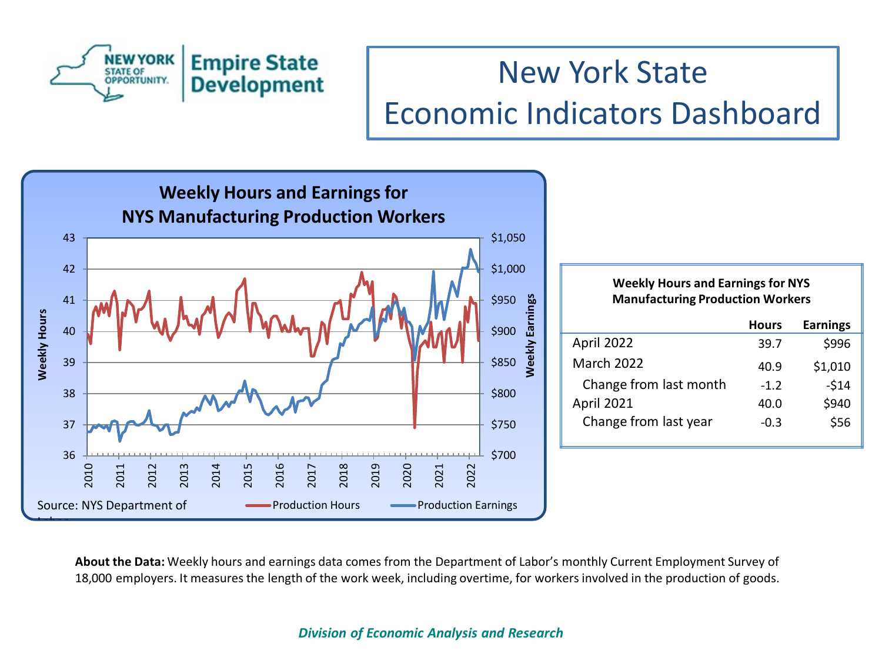# New York State Economic Indicators Dashboard

## Weekly Hours and Earnings for NYS Manufacturing Production Workers

Source: NYS Department of Labor

| Weekly Hours and Earnings for NYS Manufacturing Production Workers | Hours | Earnings |
|---|---|---|
| April 2022 | 39.7 | $996 |
| March 2022 | 40.9 | $1,010 |
| Change from last month | -1.2 | -$14 |
| April 2021 | 40.0 | $940 |
| Change from last year | -0.3 | $56 |

**About the Data:** Weekly hours and earnings data comes from the Department of Labor's monthly Current Employment Survey of 18,000 employers. It measures the length of the work week, including overtime, for workers involved in the production of goods.

*Division of Economic Analysis and Research*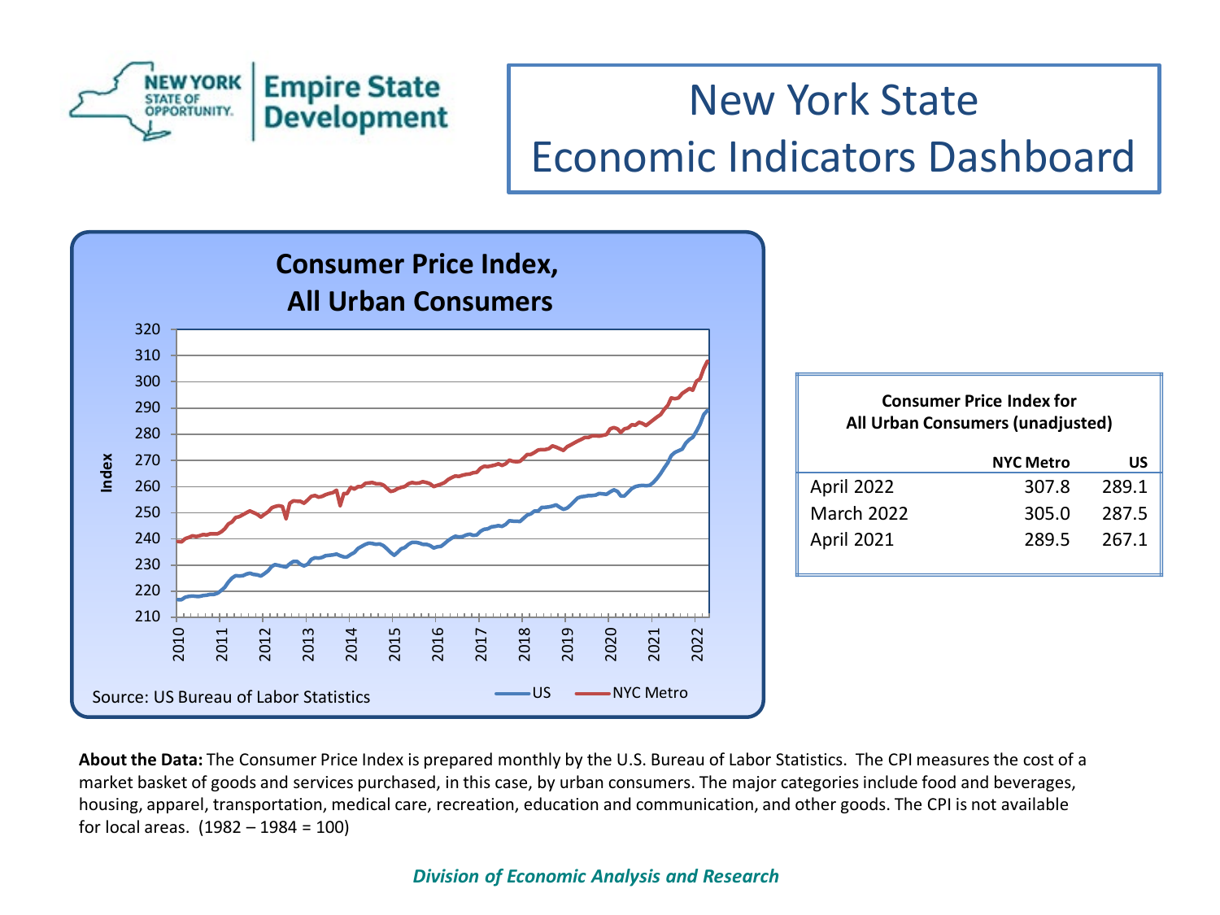# New York State Economic Indicators Dashboard

## Consumer Price Index, All Urban Consumers

Source: US Bureau of Labor Statistics

**Consumer Price Index for All Urban Consumers (unadjusted)**

| | NYC Metro | US |
|---|---|---|
| April 2022 | 307.8 | 289.1 |
| March 2022 | 305.0 | 287.5 |
| April 2021 | 289.5 | 267.1 |

**About the Data:** The Consumer Price Index is prepared monthly by the U.S. Bureau of Labor Statistics. The CPI measures the cost of a market basket of goods and services purchased, in this case, by urban consumers. The major categories include food and beverages, housing, apparel, transportation, medical care, recreation, education and communication, and other goods. The CPI is not available for local areas. (1982 – 1984 = 100)

*Division of Economic Analysis and Research*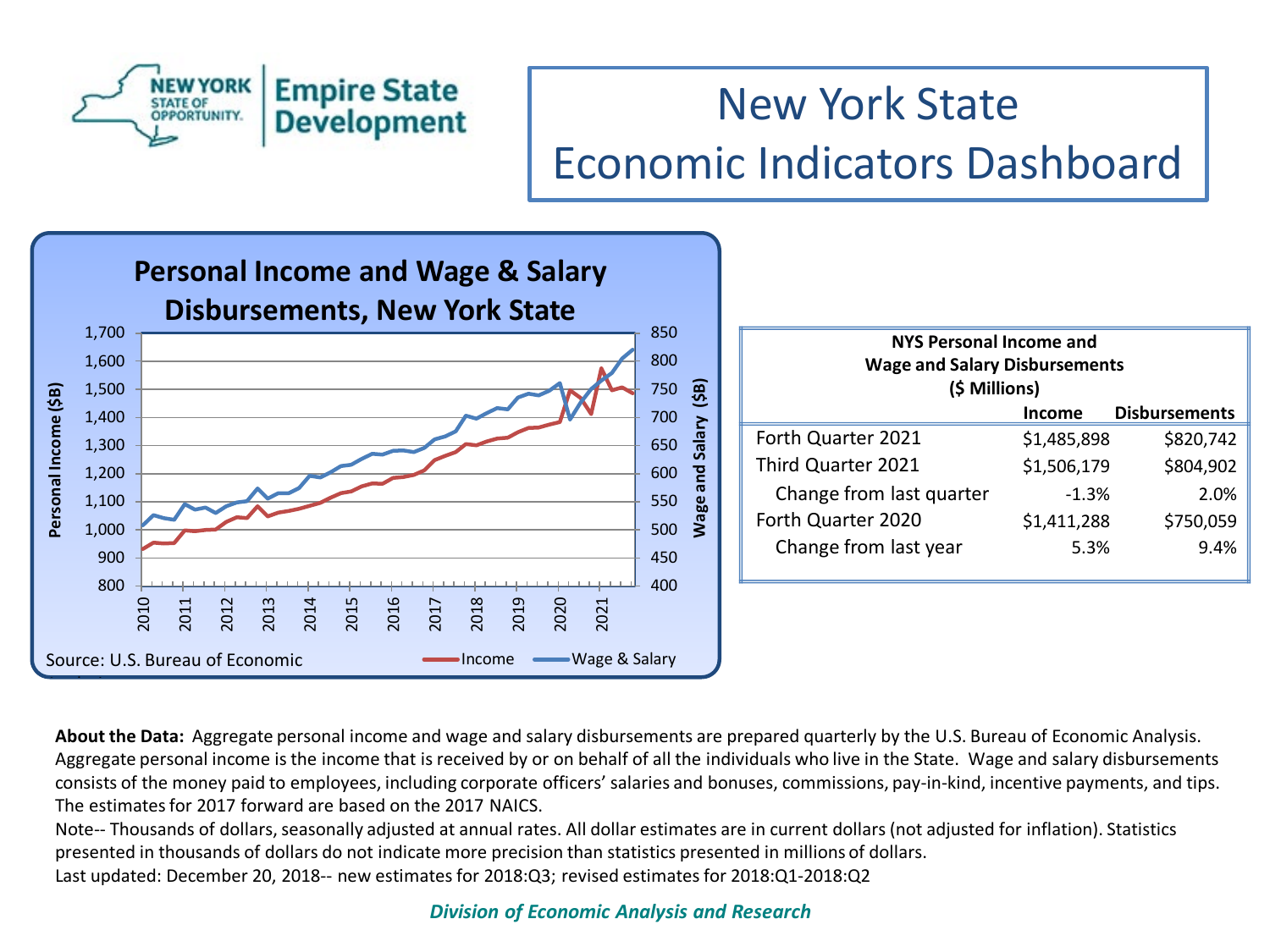# New York State Economic Indicators Dashboard

**Personal Income and Wage & Salary Disbursements, New York State**

Source: U.S. Bureau of Economic

| NYS Personal Income and Wage and Salary Disbursements ($ Millions) | Income | Disbursements |
|---|---|---|
| Forth Quarter 2021 | $1,485,898 | $820,742 |
| Third Quarter 2021 | $1,506,179 | $804,902 |
| Change from last quarter | -1.3% | 2.0% |
| Forth Quarter 2020 | $1,411,288 | $750,059 |
| Change from last year | 5.3% | 9.4% |

**About the Data:** Aggregate personal income and wage and salary disbursements are prepared quarterly by the U.S. Bureau of Economic Analysis. Aggregate personal income is the income that is received by or on behalf of all the individuals who live in the State. Wage and salary disbursements consists of the money paid to employees, including corporate officers' salaries and bonuses, commissions, pay-in-kind, incentive payments, and tips. The estimates for 2017 forward are based on the 2017 NAICS.

Note-- Thousands of dollars, seasonally adjusted at annual rates. All dollar estimates are in current dollars (not adjusted for inflation). Statistics presented in thousands of dollars do not indicate more precision than statistics presented in millions of dollars.

Last updated: December 20, 2018-- new estimates for 2018:Q3; revised estimates for 2018:Q1-2018:Q2

*Division of Economic Analysis and Research*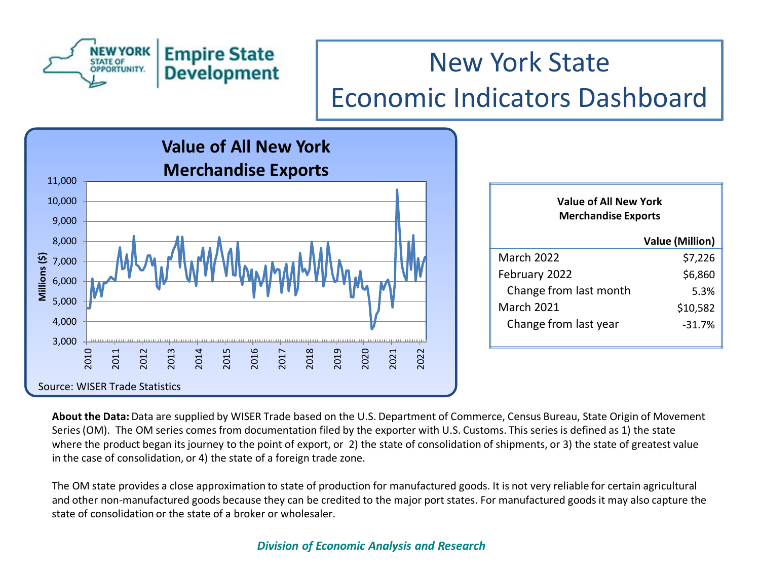# New York State Economic Indicators Dashboard

## Value of All New York Merchandise Exports

Source: WISER Trade Statistics

| Value of All New York Merchandise Exports | Value (Million) |
|---|---|
| March 2022 | $7,226 |
| February 2022 | $6,860 |
| Change from last month | 5.3% |
| March 2021 | $10,582 |
| Change from last year | -31.7% |

**About the Data:** Data are supplied by WISER Trade based on the U.S. Department of Commerce, Census Bureau, State Origin of Movement Series (OM). The OM series comes from documentation filed by the exporter with U.S. Customs. This series is defined as 1) the state where the product began its journey to the point of export, or 2) the state of consolidation of shipments, or 3) the state of greatest value in the case of consolidation, or 4) the state of a foreign trade zone.

The OM state provides a close approximation to state of production for manufactured goods. It is not very reliable for certain agricultural and other non-manufactured goods because they can be credited to the major port states. For manufactured goods it may also capture the state of consolidation or the state of a broker or wholesaler.

*Division of Economic Analysis and Research*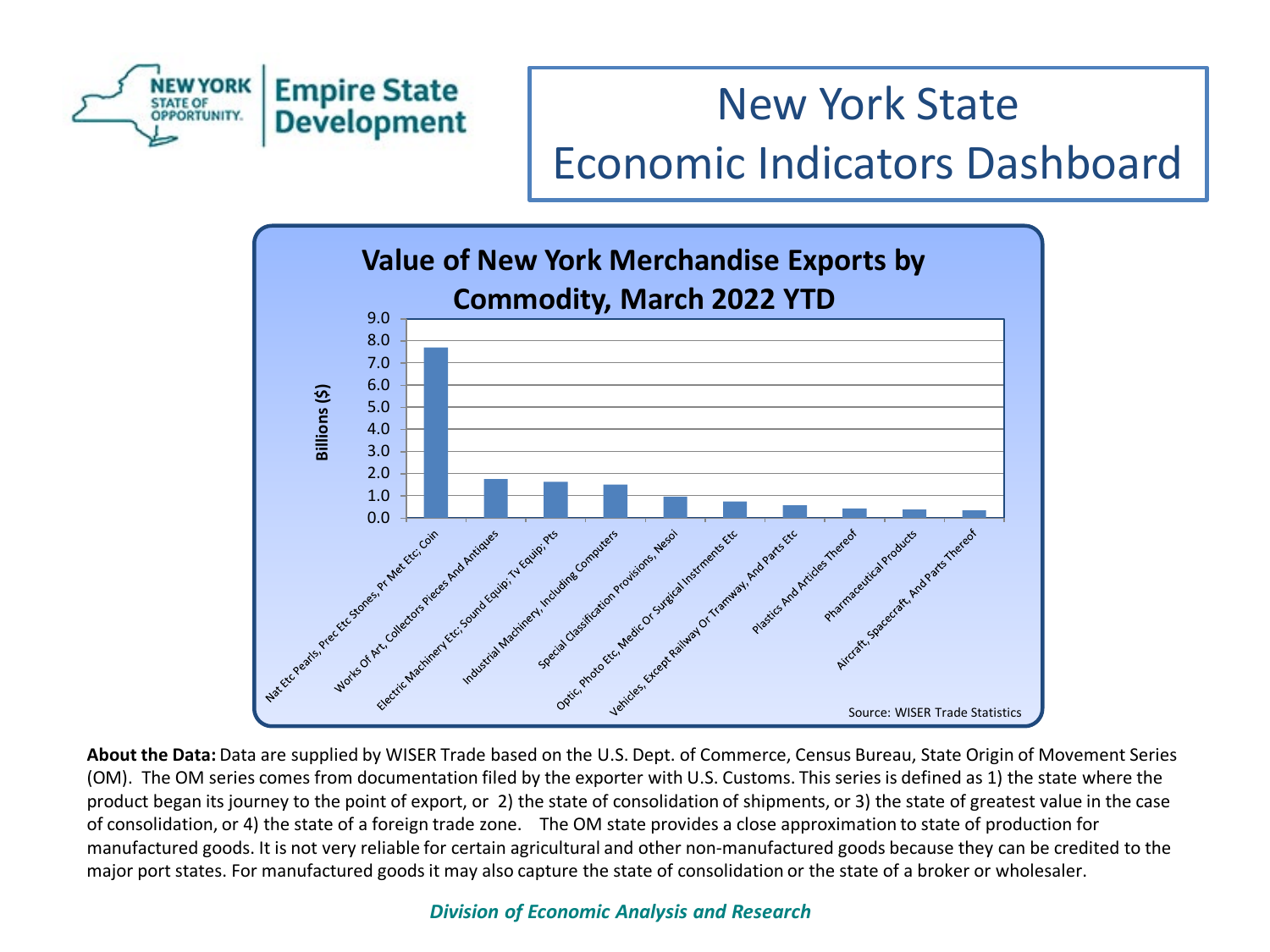# New York State Economic Indicators Dashboard

## Value of New York Merchandise Exports by Commodity, March 2022 YTD

| Commodity | Billions ($) |
| --- | --- |
| Nat Etc Pearls, Prec Etc Stones, Pr Met Etc; Coin | 7.7 |
| Works Of Art, Collectors Pieces And Antiques | 1.8 |
| Electric Machinery Etc; Sound Equip; Tv Equip; Pts | 1.6 |
| Industrial Machinery, Including Computers | 1.5 |
| Special Classification Provisions, Nesoi | 0.9 |
| Optic, Photo Etc, Medic Or Surgical Instrments Etc | 0.7 |
| Vehicles, Except Railway Or Tramway, And Parts Etc | 0.6 |
| Plastics And Articles Thereof | 0.4 |
| Pharmaceutical Products | 0.4 |
| Aircraft, Spacecraft, And Parts Thereof | 0.3 |

Source: WISER Trade Statistics

**About the Data:** Data are supplied by WISER Trade based on the U.S. Dept. of Commerce, Census Bureau, State Origin of Movement Series (OM). The OM series comes from documentation filed by the exporter with U.S. Customs. This series is defined as 1) the state where the product began its journey to the point of export, or 2) the state of consolidation of shipments, or 3) the state of greatest value in the case of consolidation, or 4) the state of a foreign trade zone. The OM state provides a close approximation to state of production for manufactured goods. It is not very reliable for certain agricultural and other non-manufactured goods because they can be credited to the major port states. For manufactured goods it may also capture the state of consolidation or the state of a broker or wholesaler.

*Division of Economic Analysis and Research*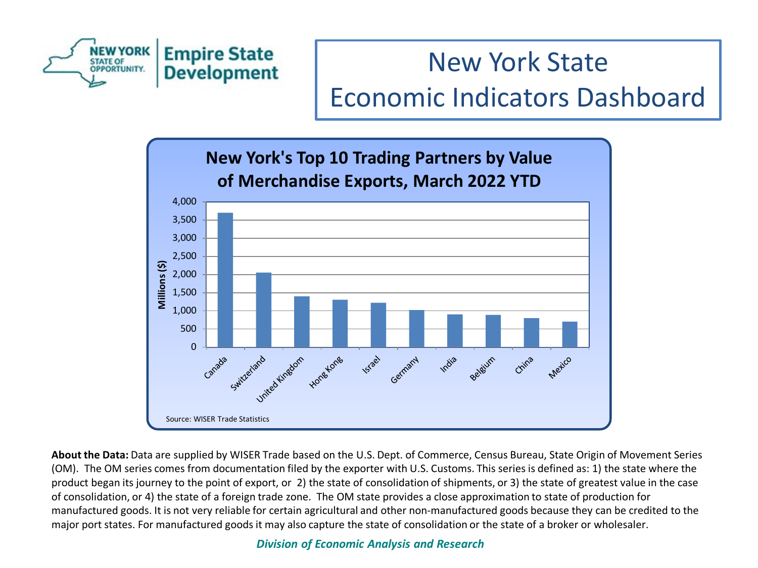# New York State Economic Indicators Dashboard

## New York's Top 10 Trading Partners by Value of Merchandise Exports, March 2022 YTD

Millions ($)

4,000
3,500
3,000
2,500
2,000
1,500
1,000
500
0

Canada
Switzerland
United Kingdom
Hong Kong
Israel
Germany
India
Belgium
China
Mexico

Source: WISER Trade Statistics

**About the Data:** Data are supplied by WISER Trade based on the U.S. Dept. of Commerce, Census Bureau, State Origin of Movement Series (OM). The OM series comes from documentation filed by the exporter with U.S. Customs. This series is defined as: 1) the state where the product began its journey to the point of export, or 2) the state of consolidation of shipments, or 3) the state of greatest value in the case of consolidation, or 4) the state of a foreign trade zone. The OM state provides a close approximation to state of production for manufactured goods. It is not very reliable for certain agricultural and other non-manufactured goods because they can be credited to the major port states. For manufactured goods it may also capture the state of consolidation or the state of a broker or wholesaler.

*Division of Economic Analysis and Research*